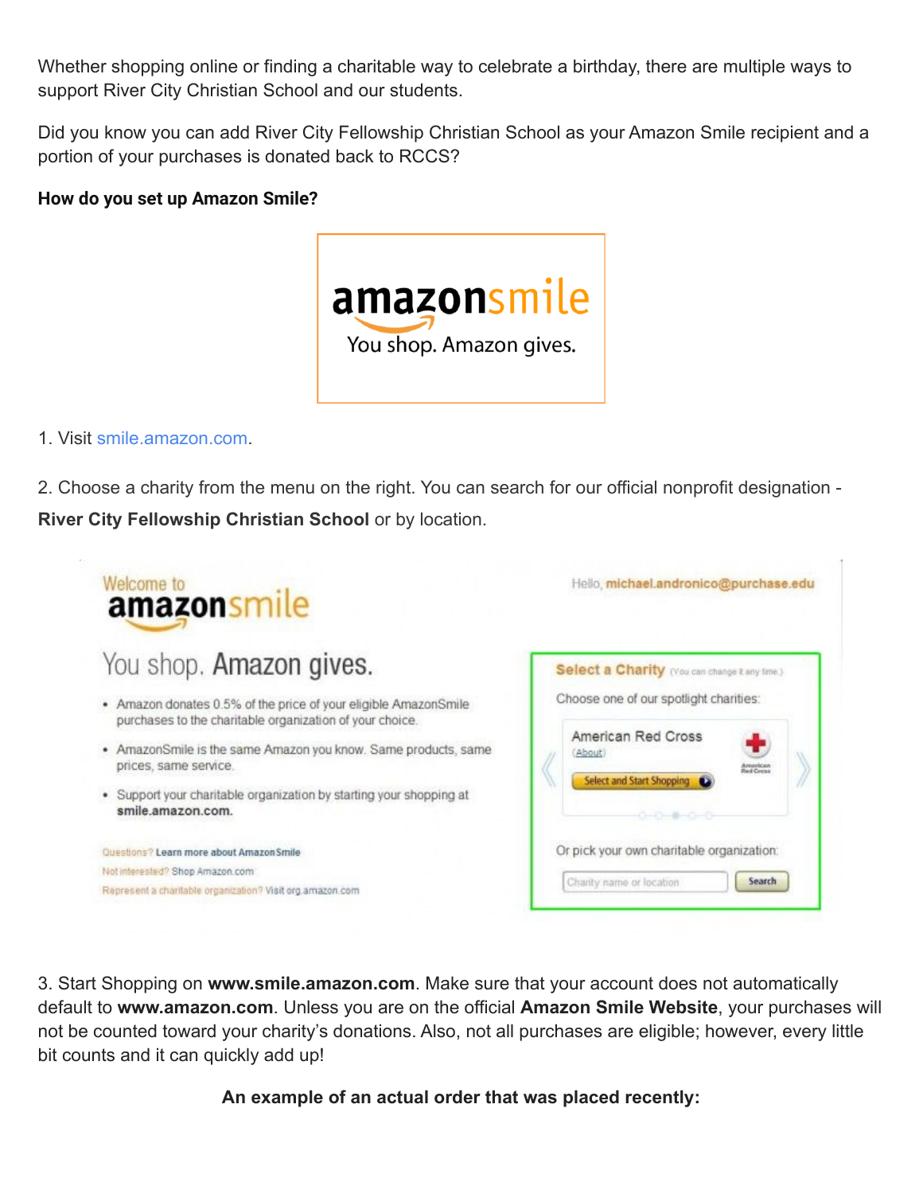Whether shopping online or finding a charitable way to celebrate a birthday, there are multiple ways to support River City Christian School and our students.

Did you know you can add River City Fellowship Christian School as your Amazon Smile recipient and a portion of your purchases is donated back to RCCS?

**How do you set up Amazon Smile?**

1. Visit smile.amazon.com.

2. Choose a charity from the menu on the right. You can search for our official nonprofit designation - **River City Fellowship Christian School** or by location.

3. Start Shopping on **www.smile.amazon.com**. Make sure that your account does not automatically default to **www.amazon.com**. Unless you are on the official **Amazon Smile Website**, your purchases will not be counted toward your charity's donations. Also, not all purchases are eligible; however, every little bit counts and it can quickly add up!

**An example of an actual order that was placed recently:**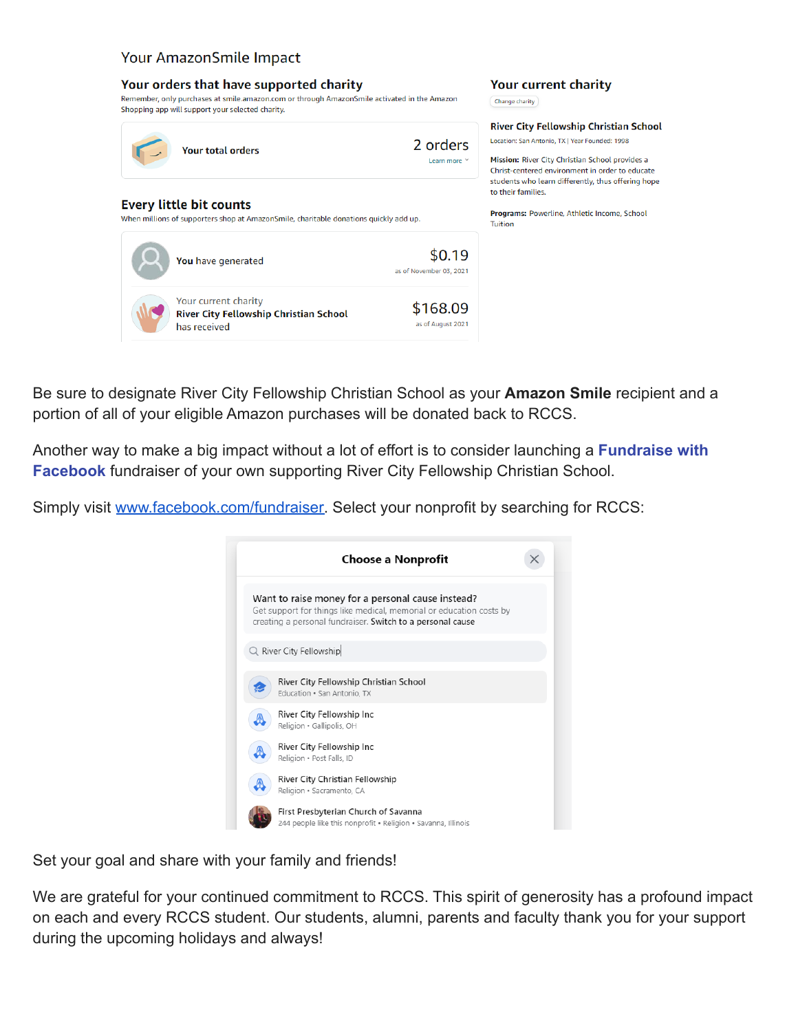Your AmazonSmile Impact

**Your orders that have supported charity**

Remember, only purchases at smile.amazon.com or through AmazonSmile activated in the Amazon Shopping app will support your selected charity.

Your total orders — 2 orders

Learn more

**Every little bit counts**

When millions of supporters shop at AmazonSmile, charitable donations quickly add up.

You have generated — $0.19 as of November 03, 2021

Your current charity **River City Fellowship Christian School** has received — $168.09 as of August 2021

**Your current charity**

Change charity

**River City Fellowship Christian School**

Location: San Antonio, TX | Year Founded: 1998

**Mission:** River City Christian School provides a Christ-centered environment in order to educate students who learn differently, thus offering hope to their families.

**Programs:** Powerline, Athletic Income, School Tuition

Be sure to designate River City Fellowship Christian School as your **Amazon Smile** recipient and a portion of all of your eligible Amazon purchases will be donated back to RCCS.

Another way to make a big impact without a lot of effort is to consider launching a **Fundraise with Facebook** fundraiser of your own supporting River City Fellowship Christian School.

Simply visit www.facebook.com/fundraiser. Select your nonprofit by searching for RCCS:

**Choose a Nonprofit**

Want to raise money for a personal cause instead?
Get support for things like medical, memorial or education costs by creating a personal fundraiser. Switch to a personal cause

River City Fellowship

River City Fellowship Christian School
Education • San Antonio, TX

River City Fellowship Inc
Religion • Gallipolis, OH

River City Fellowship Inc
Religion • Post Falls, ID

River City Christian Fellowship
Religion • Sacramento, CA

First Presbyterian Church of Savanna
244 people like this nonprofit • Religion • Savanna, Illinois

Set your goal and share with your family and friends!

We are grateful for your continued commitment to RCCS. This spirit of generosity has a profound impact on each and every RCCS student. Our students, alumni, parents and faculty thank you for your support during the upcoming holidays and always!